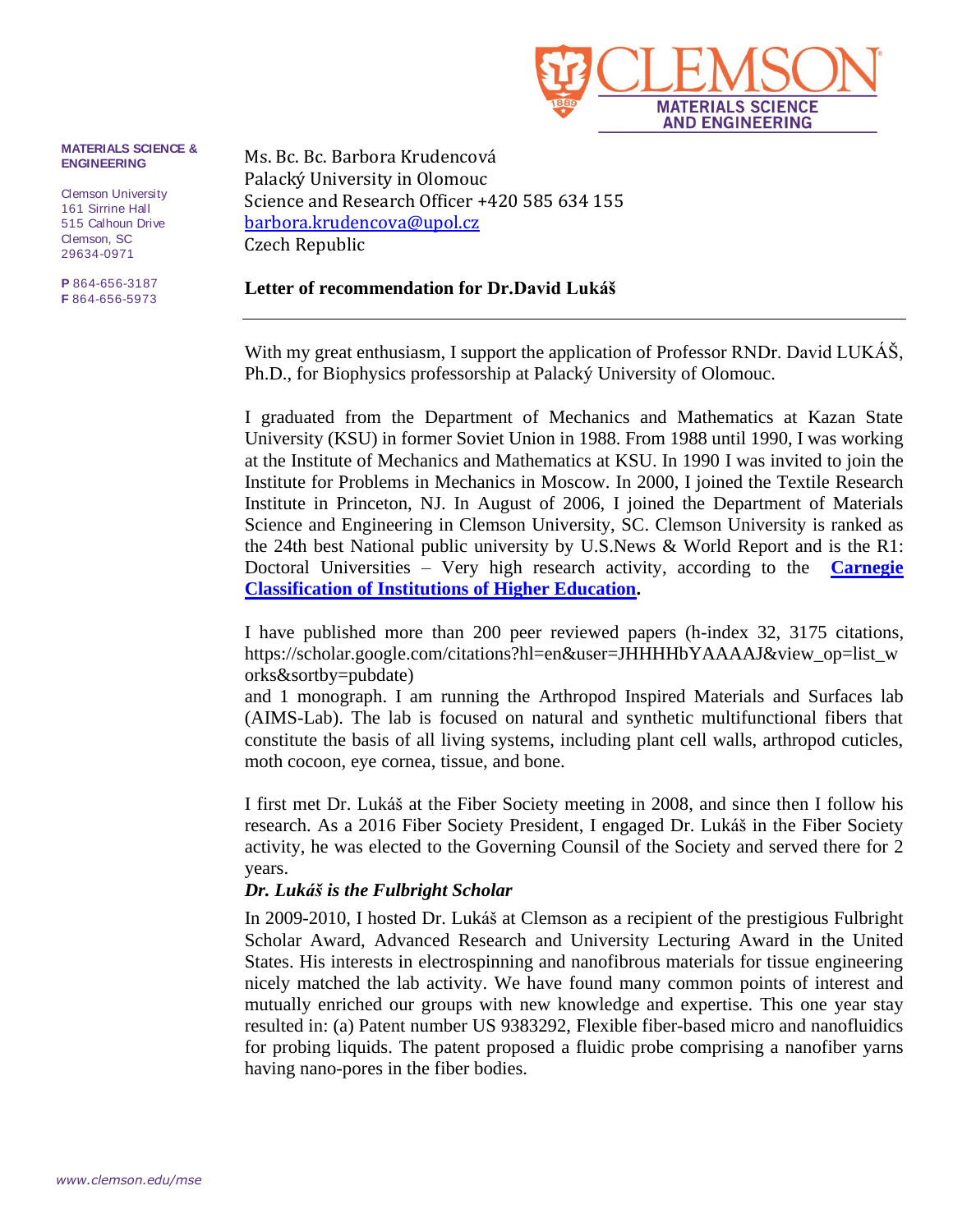CLEMSON
MATERIALS SCIENCE AND ENGINEERING

**MATERIALS SCIENCE & ENGINEERING**

Clemson University
161 Sirrine Hall
515 Calhoun Drive
Clemson, SC
29634-0971

**P** 864-656-3187
**F** 864-656-5973

Ms. Bc. Bc. Barbora Krudencová
Palacký University in Olomouc
Science and Research Officer +420 585 634 155
barbora.krudencova@upol.cz
Czech Republic

**Letter of recommendation for Dr.David Lukáš**

---

With my great enthusiasm, I support the application of Professor RNDr. David LUKÁŠ, Ph.D., for Biophysics professorship at Palacký University of Olomouc.

I graduated from the Department of Mechanics and Mathematics at Kazan State University (KSU) in former Soviet Union in 1988. From 1988 until 1990, I was working at the Institute of Mechanics and Mathematics at KSU. In 1990 I was invited to join the Institute for Problems in Mechanics in Moscow. In 2000, I joined the Textile Research Institute in Princeton, NJ. In August of 2006, I joined the Department of Materials Science and Engineering in Clemson University, SC. Clemson University is ranked as the 24th best National public university by U.S.News & World Report and is the R1: Doctoral Universities – Very high research activity, according to the **Carnegie Classification of Institutions of Higher Education**.

I have published more than 200 peer reviewed papers (h-index 32, 3175 citations, https://scholar.google.com/citations?hl=en&user=JHHHHbYAAAAJ&view_op=list_works&sortby=pubdate)
and 1 monograph. I am running the Arthropod Inspired Materials and Surfaces lab (AIMS-Lab). The lab is focused on natural and synthetic multifunctional fibers that constitute the basis of all living systems, including plant cell walls, arthropod cuticles, moth cocoon, eye cornea, tissue, and bone.

I first met Dr. Lukáš at the Fiber Society meeting in 2008, and since then I follow his research. As a 2016 Fiber Society President, I engaged Dr. Lukáš in the Fiber Society activity, he was elected to the Governing Counsil of the Society and served there for 2 years.

***Dr. Lukáš is the Fulbright Scholar***

In 2009-2010, I hosted Dr. Lukáš at Clemson as a recipient of the prestigious Fulbright Scholar Award, Advanced Research and University Lecturing Award in the United States. His interests in electrospinning and nanofibrous materials for tissue engineering nicely matched the lab activity. We have found many common points of interest and mutually enriched our groups with new knowledge and expertise. This one year stay resulted in: (a) Patent number US 9383292, Flexible fiber-based micro and nanofluidics for probing liquids. The patent proposed a fluidic probe comprising a nanofiber yarns having nano-pores in the fiber bodies.

www.clemson.edu/mse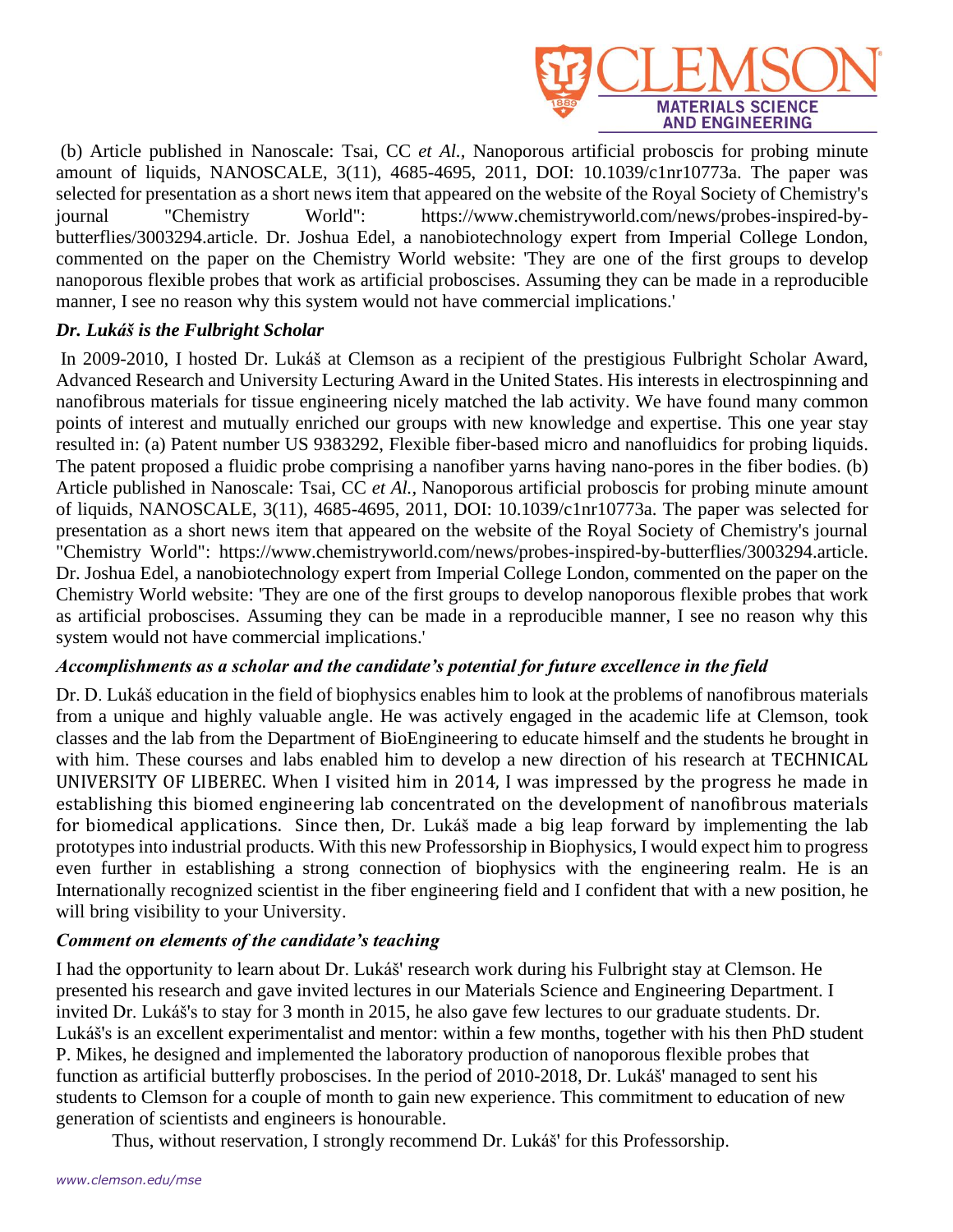(b) Article published in Nanoscale: Tsai, CC *et Al.*, Nanoporous artificial proboscis for probing minute amount of liquids, NANOSCALE, 3(11), 4685-4695, 2011, DOI: 10.1039/c1nr10773a. The paper was selected for presentation as a short news item that appeared on the website of the Royal Society of Chemistry's journal "Chemistry World": https://www.chemistryworld.com/news/probes-inspired-by-butterflies/3003294.article. Dr. Joshua Edel, a nanobiotechnology expert from Imperial College London, commented on the paper on the Chemistry World website: 'They are one of the first groups to develop nanoporous flexible probes that work as artificial proboscises. Assuming they can be made in a reproducible manner, I see no reason why this system would not have commercial implications.'

### *Dr. Lukáš is the Fulbright Scholar*

In 2009-2010, I hosted Dr. Lukáš at Clemson as a recipient of the prestigious Fulbright Scholar Award, Advanced Research and University Lecturing Award in the United States. His interests in electrospinning and nanofibrous materials for tissue engineering nicely matched the lab activity. We have found many common points of interest and mutually enriched our groups with new knowledge and expertise. This one year stay resulted in: (a) Patent number US 9383292, Flexible fiber-based micro and nanofluidics for probing liquids. The patent proposed a fluidic probe comprising a nanofiber yarns having nano-pores in the fiber bodies. (b) Article published in Nanoscale: Tsai, CC *et Al.*, Nanoporous artificial proboscis for probing minute amount of liquids, NANOSCALE, 3(11), 4685-4695, 2011, DOI: 10.1039/c1nr10773a. The paper was selected for presentation as a short news item that appeared on the website of the Royal Society of Chemistry's journal "Chemistry World": https://www.chemistryworld.com/news/probes-inspired-by-butterflies/3003294.article. Dr. Joshua Edel, a nanobiotechnology expert from Imperial College London, commented on the paper on the Chemistry World website: 'They are one of the first groups to develop nanoporous flexible probes that work as artificial proboscises. Assuming they can be made in a reproducible manner, I see no reason why this system would not have commercial implications.'

### *Accomplishments as a scholar and the candidate's potential for future excellence in the field*

Dr. D. Lukáš education in the field of biophysics enables him to look at the problems of nanofibrous materials from a unique and highly valuable angle. He was actively engaged in the academic life at Clemson, took classes and the lab from the Department of BioEngineering to educate himself and the students he brought in with him. These courses and labs enabled him to develop a new direction of his research at TECHNICAL UNIVERSITY OF LIBEREC. When I visited him in 2014, I was impressed by the progress he made in establishing this biomed engineering lab concentrated on the development of nanofibrous materials for biomedical applications. Since then, Dr. Lukáš made a big leap forward by implementing the lab prototypes into industrial products. With this new Professorship in Biophysics, I would expect him to progress even further in establishing a strong connection of biophysics with the engineering realm. He is an Internationally recognized scientist in the fiber engineering field and I confident that with a new position, he will bring visibility to your University.

### *Comment on elements of the candidate's teaching*

I had the opportunity to learn about Dr. Lukáš' research work during his Fulbright stay at Clemson. He presented his research and gave invited lectures in our Materials Science and Engineering Department. I invited Dr. Lukáš's to stay for 3 month in 2015, he also gave few lectures to our graduate students. Dr. Lukáš's is an excellent experimentalist and mentor: within a few months, together with his then PhD student P. Mikes, he designed and implemented the laboratory production of nanoporous flexible probes that function as artificial butterfly proboscises. In the period of 2010-2018, Dr. Lukáš' managed to sent his students to Clemson for a couple of month to gain new experience. This commitment to education of new generation of scientists and engineers is honourable.

Thus, without reservation, I strongly recommend Dr. Lukáš' for this Professorship.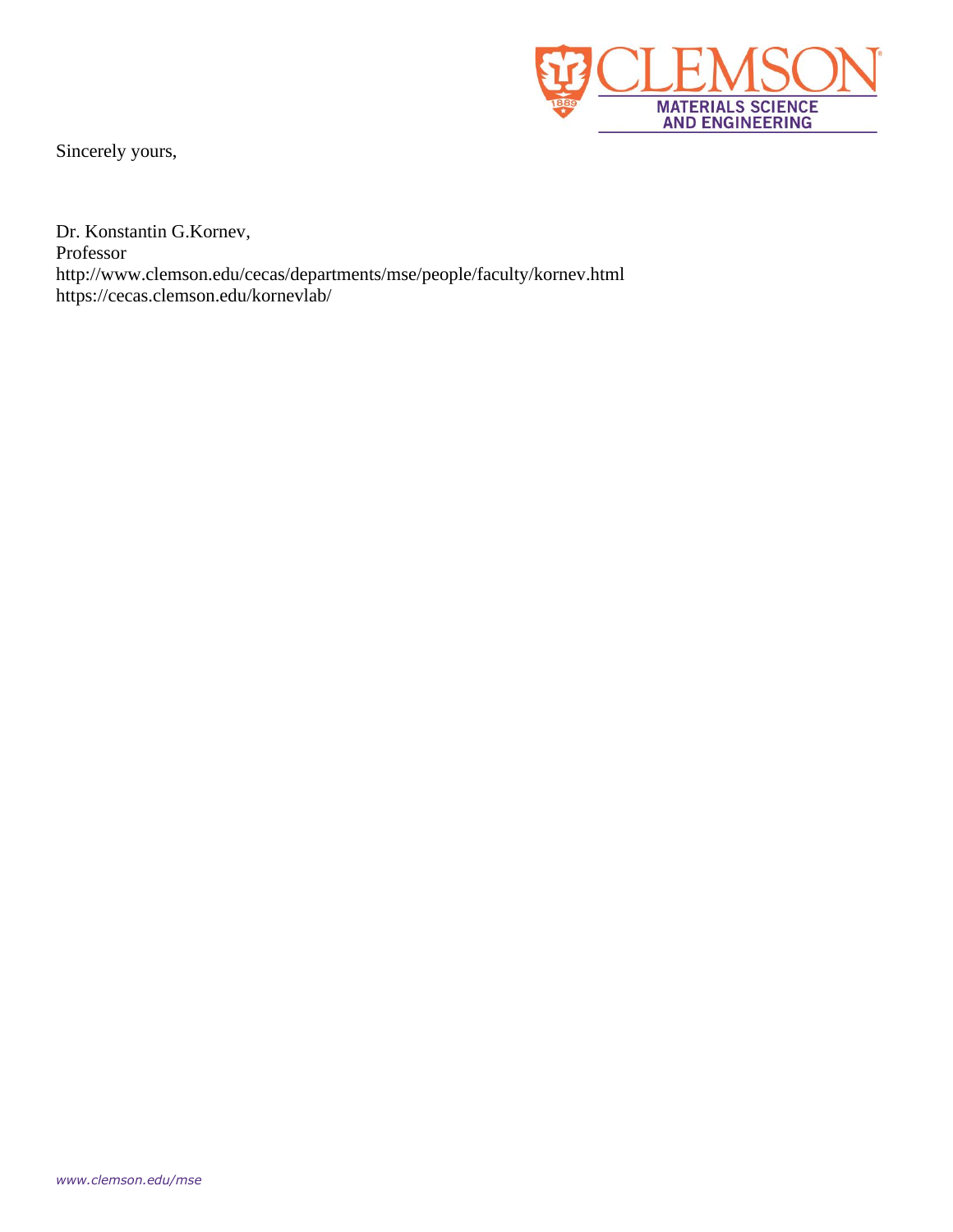Sincerely yours,

Dr. Konstantin G.Kornev,
Professor
http://www.clemson.edu/cecas/departments/mse/people/faculty/kornev.html
https://cecas.clemson.edu/kornevlab/